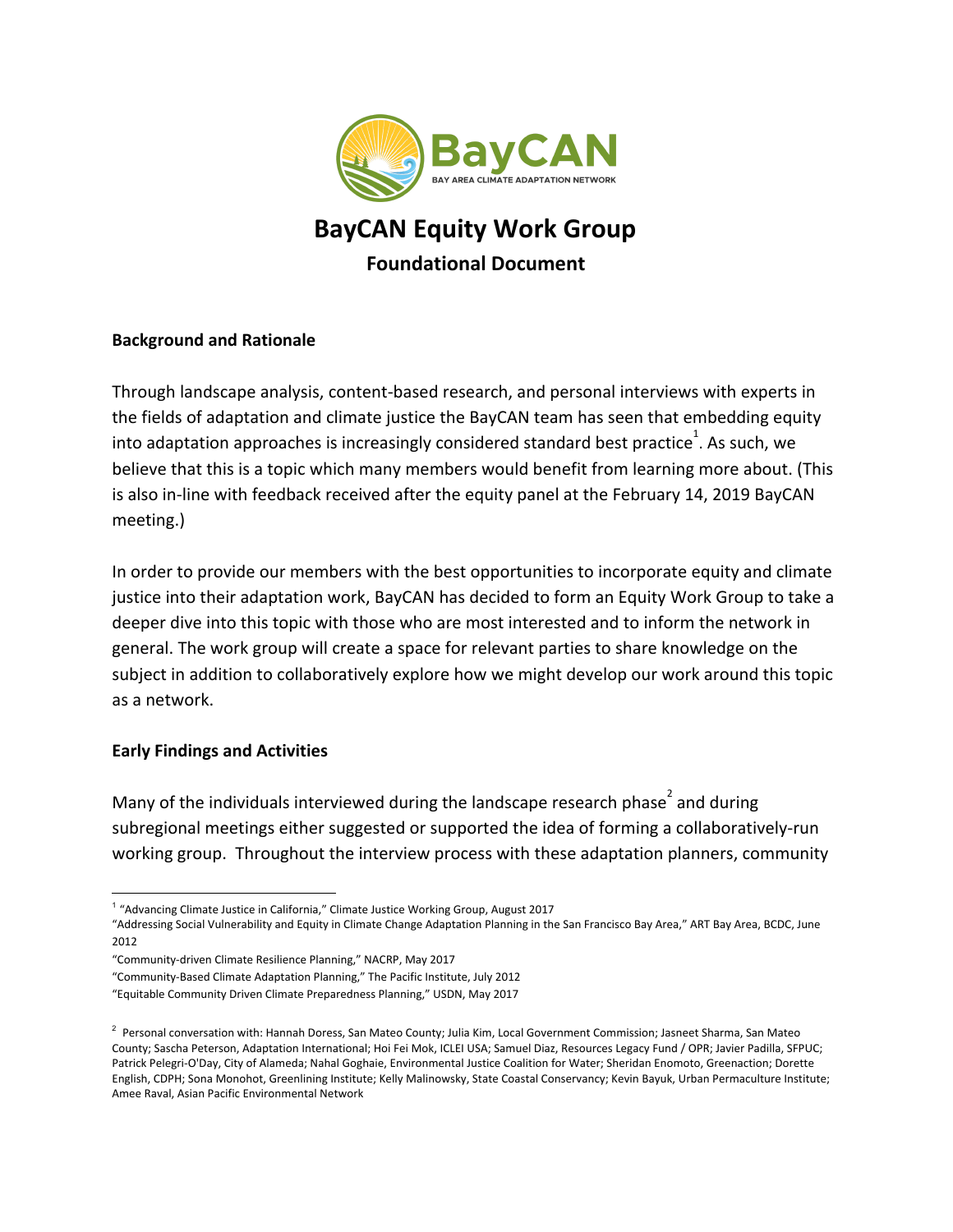# BayCAN Equity Work Group

## Foundational Document

**Background and Rationale**

Through landscape analysis, content-based research, and personal interviews with experts in the fields of adaptation and climate justice the BayCAN team has seen that embedding equity into adaptation approaches is increasingly considered standard best practice[1]. As such, we believe that this is a topic which many members would benefit from learning more about. (This is also in-line with feedback received after the equity panel at the February 14, 2019 BayCAN meeting.)

In order to provide our members with the best opportunities to incorporate equity and climate justice into their adaptation work, BayCAN has decided to form an Equity Work Group to take a deeper dive into this topic with those who are most interested and to inform the network in general. The work group will create a space for relevant parties to share knowledge on the subject in addition to collaboratively explore how we might develop our work around this topic as a network.

**Early Findings and Activities**

Many of the individuals interviewed during the landscape research phase[2] and during subregional meetings either suggested or supported the idea of forming a collaboratively-run working group. Throughout the interview process with these adaptation planners, community

---

[1] "Advancing Climate Justice in California," Climate Justice Working Group, August 2017
"Addressing Social Vulnerability and Equity in Climate Change Adaptation Planning in the San Francisco Bay Area," ART Bay Area, BCDC, June 2012
"Community-driven Climate Resilience Planning," NACRP, May 2017
"Community-Based Climate Adaptation Planning," The Pacific Institute, July 2012
"Equitable Community Driven Climate Preparedness Planning," USDN, May 2017

[2] Personal conversation with: Hannah Doress, San Mateo County; Julia Kim, Local Government Commission; Jasneet Sharma, San Mateo County; Sascha Peterson, Adaptation International; Hoi Fei Mok, ICLEI USA; Samuel Diaz, Resources Legacy Fund / OPR; Javier Padilla, SFPUC; Patrick Pelegri-O'Day, City of Alameda; Nahal Goghaie, Environmental Justice Coalition for Water; Sheridan Enomoto, Greenaction; Dorette English, CDPH; Sona Monohot, Greenlining Institute; Kelly Malinowsky, State Coastal Conservancy; Kevin Bayuk, Urban Permaculture Institute; Amee Raval, Asian Pacific Environmental Network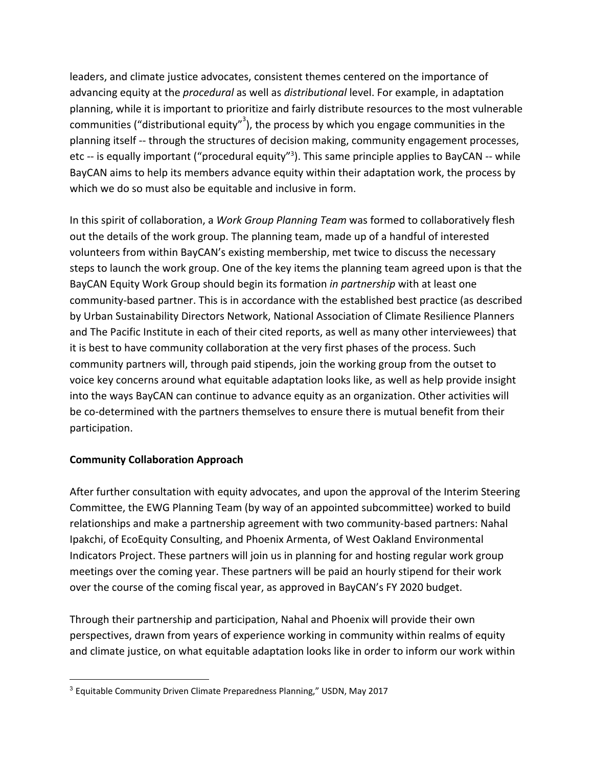leaders, and climate justice advocates, consistent themes centered on the importance of advancing equity at the *procedural* as well as *distributional* level. For example, in adaptation planning, while it is important to prioritize and fairly distribute resources to the most vulnerable communities ("distributional equity"[3]), the process by which you engage communities in the planning itself -- through the structures of decision making, community engagement processes, etc -- is equally important ("procedural equity"[3]). This same principle applies to BayCAN -- while BayCAN aims to help its members advance equity within their adaptation work, the process by which we do so must also be equitable and inclusive in form.

In this spirit of collaboration, a *Work Group Planning Team* was formed to collaboratively flesh out the details of the work group. The planning team, made up of a handful of interested volunteers from within BayCAN's existing membership, met twice to discuss the necessary steps to launch the work group. One of the key items the planning team agreed upon is that the BayCAN Equity Work Group should begin its formation *in partnership* with at least one community-based partner. This is in accordance with the established best practice (as described by Urban Sustainability Directors Network, National Association of Climate Resilience Planners and The Pacific Institute in each of their cited reports, as well as many other interviewees) that it is best to have community collaboration at the very first phases of the process. Such community partners will, through paid stipends, join the working group from the outset to voice key concerns around what equitable adaptation looks like, as well as help provide insight into the ways BayCAN can continue to advance equity as an organization. Other activities will be co-determined with the partners themselves to ensure there is mutual benefit from their participation.

**Community Collaboration Approach**

After further consultation with equity advocates, and upon the approval of the Interim Steering Committee, the EWG Planning Team (by way of an appointed subcommittee) worked to build relationships and make a partnership agreement with two community-based partners: Nahal Ipakchi, of EcoEquity Consulting, and Phoenix Armenta, of West Oakland Environmental Indicators Project. These partners will join us in planning for and hosting regular work group meetings over the coming year. These partners will be paid an hourly stipend for their work over the course of the coming fiscal year, as approved in BayCAN's FY 2020 budget.

Through their partnership and participation, Nahal and Phoenix will provide their own perspectives, drawn from years of experience working in community within realms of equity and climate justice, on what equitable adaptation looks like in order to inform our work within

[3] Equitable Community Driven Climate Preparedness Planning," USDN, May 2017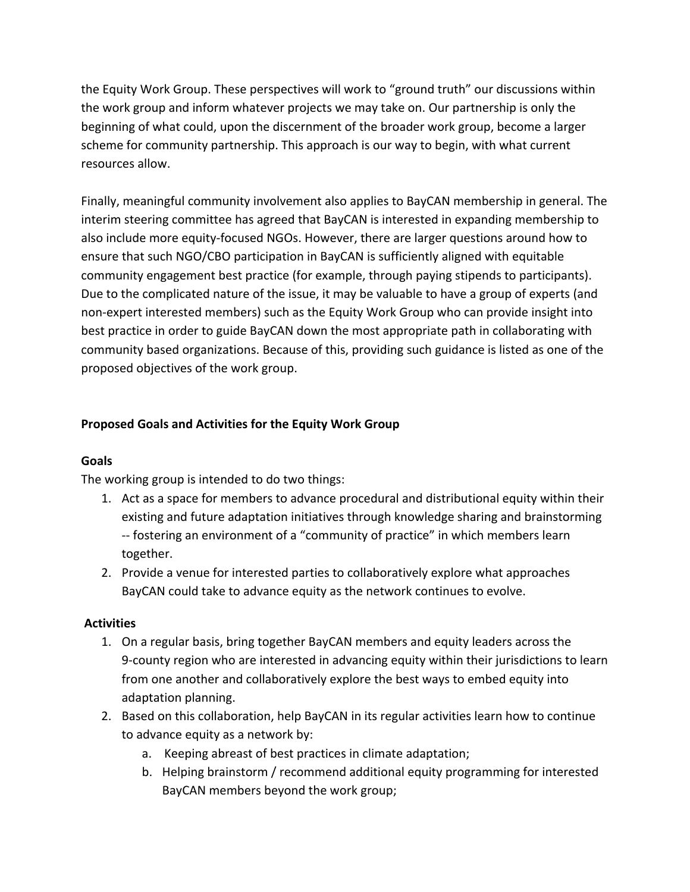the Equity Work Group. These perspectives will work to "ground truth" our discussions within the work group and inform whatever projects we may take on. Our partnership is only the beginning of what could, upon the discernment of the broader work group, become a larger scheme for community partnership. This approach is our way to begin, with what current resources allow.

Finally, meaningful community involvement also applies to BayCAN membership in general. The interim steering committee has agreed that BayCAN is interested in expanding membership to also include more equity-focused NGOs. However, there are larger questions around how to ensure that such NGO/CBO participation in BayCAN is sufficiently aligned with equitable community engagement best practice (for example, through paying stipends to participants). Due to the complicated nature of the issue, it may be valuable to have a group of experts (and non-expert interested members) such as the Equity Work Group who can provide insight into best practice in order to guide BayCAN down the most appropriate path in collaborating with community based organizations. Because of this, providing such guidance is listed as one of the proposed objectives of the work group.

## Proposed Goals and Activities for the Equity Work Group

### Goals

The working group is intended to do two things:

1. Act as a space for members to advance procedural and distributional equity within their existing and future adaptation initiatives through knowledge sharing and brainstorming -- fostering an environment of a "community of practice" in which members learn together.
2. Provide a venue for interested parties to collaboratively explore what approaches BayCAN could take to advance equity as the network continues to evolve.

### Activities

1. On a regular basis, bring together BayCAN members and equity leaders across the 9-county region who are interested in advancing equity within their jurisdictions to learn from one another and collaboratively explore the best ways to embed equity into adaptation planning.
2. Based on this collaboration, help BayCAN in its regular activities learn how to continue to advance equity as a network by:
    a. Keeping abreast of best practices in climate adaptation;
    b. Helping brainstorm / recommend additional equity programming for interested BayCAN members beyond the work group;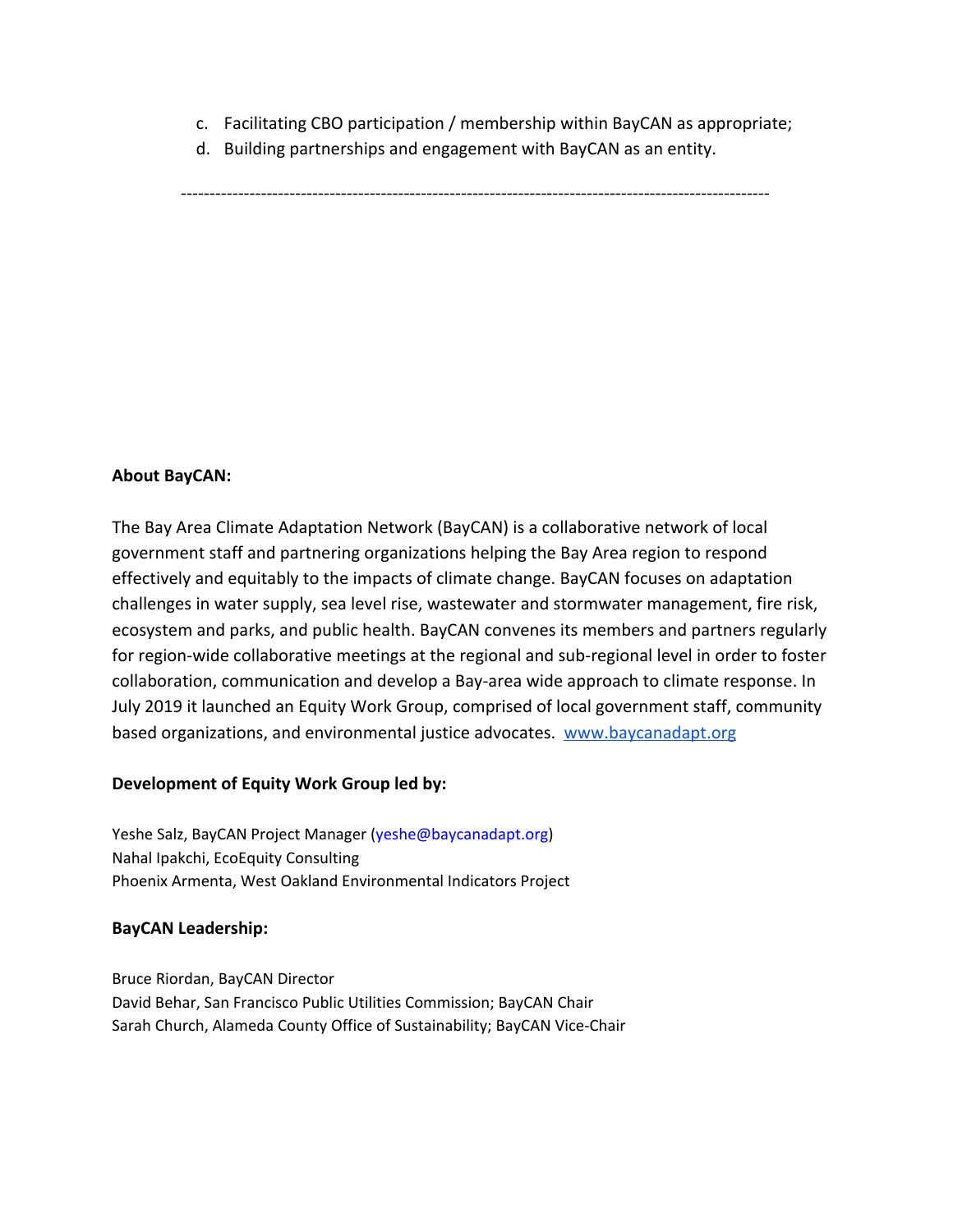c. Facilitating CBO participation / membership within BayCAN as appropriate;
d. Building partnerships and engagement with BayCAN as an entity.

---

**About BayCAN:**

The Bay Area Climate Adaptation Network (BayCAN) is a collaborative network of local government staff and partnering organizations helping the Bay Area region to respond effectively and equitably to the impacts of climate change. BayCAN focuses on adaptation challenges in water supply, sea level rise, wastewater and stormwater management, fire risk, ecosystem and parks, and public health. BayCAN convenes its members and partners regularly for region-wide collaborative meetings at the regional and sub-regional level in order to foster collaboration, communication and develop a Bay-area wide approach to climate response. In July 2019 it launched an Equity Work Group, comprised of local government staff, community based organizations, and environmental justice advocates. [www.baycanadapt.org](http://www.baycanadapt.org)

**Development of Equity Work Group led by:**

Yeshe Salz, BayCAN Project Manager (yeshe@baycanadapt.org)
Nahal Ipakchi, EcoEquity Consulting
Phoenix Armenta, West Oakland Environmental Indicators Project

**BayCAN Leadership:**

Bruce Riordan, BayCAN Director
David Behar, San Francisco Public Utilities Commission; BayCAN Chair
Sarah Church, Alameda County Office of Sustainability; BayCAN Vice-Chair